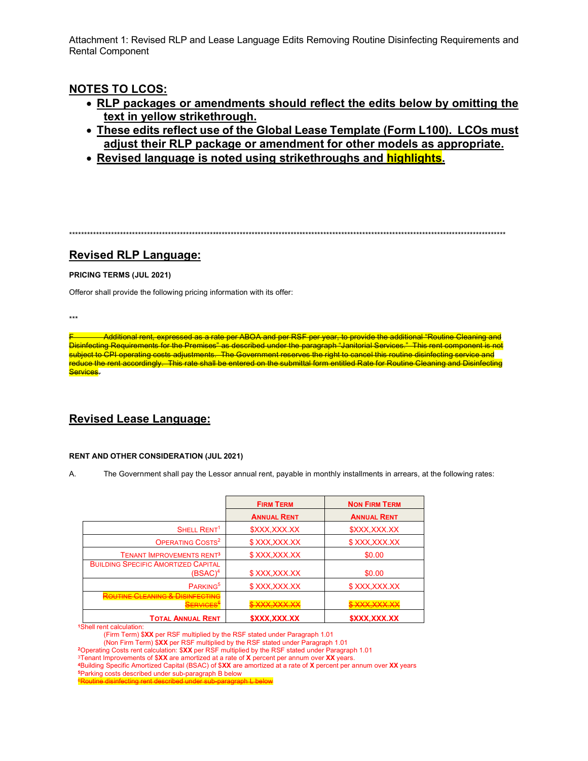Attachment 1: Revised RLP and Lease Language Edits Removing Routine Disinfecting Requirements and Rental Component

## NOTES TO LCOS:

- **RLP packages or amendments should reflect the edits below by omitting the text in yellow strikethrough.**
- **These edits reflect use of the Global Lease Template (Form L100). LCOs must adjust their RLP package or amendment for other models as appropriate.**
- **Revised language is noted using strikethroughs and highlights.**

**************************************************************************************************************************************

## Revised RLP Language:

**PRICING TERMS (JUL 2021)**

Offeror shall provide the following pricing information with its offer:

***

~~F. Additional rent, expressed as a rate per ABOA and per RSF per year, to provide the additional "Routine Cleaning and Disinfecting Requirements for the Premises" as described under the paragraph "Janitorial Services." This rent component is not subject to CPI operating costs adjustments. The Government reserves the right to cancel this routine disinfecting service and reduce the rent accordingly. This rate shall be entered on the submittal form entitled Rate for Routine Cleaning and Disinfecting Services.~~

## Revised Lease Language:

**RENT AND OTHER CONSIDERATION (JUL 2021)**

A. The Government shall pay the Lessor annual rent, payable in monthly installments in arrears, at the following rates:

| | Firm Term | Non Firm Term |
|---|---|---|
| | Annual Rent | Annual Rent |
| Shell Rent[1] | $XXX,XXX.XX | $XXX,XXX.XX |
| Operating Costs[2] | $ XXX,XXX.XX | $ XXX,XXX.XX |
| Tenant Improvements Rent[3] | $ XXX,XXX.XX | $0.00 |
| Building Specific Amortized Capital (BSAC)[4] | $ XXX,XXX.XX | $0.00 |
| Parking[5] | $ XXX,XXX.XX | $ XXX,XXX.XX |
| ~~Routine Cleaning & Disinfecting Services[6]~~ | ~~$ XXX,XXX.XX~~ | ~~$ XXX,XXX.XX~~ |
| **Total Annual Rent** | **$XXX,XXX.XX** | **$XXX,XXX.XX** |

[1]Shell rent calculation:
(Firm Term) $**XX** per RSF multiplied by the RSF stated under Paragraph 1.01
(Non Firm Term) $**XX** per RSF multiplied by the RSF stated under Paragraph 1.01
[2]Operating Costs rent calculation: $**XX** per RSF multiplied by the RSF stated under Paragraph 1.01
[3]Tenant Improvements of $**XX** are amortized at a rate of **X** percent per annum over **XX** years.
[4]Building Specific Amortized Capital (BSAC) of $**XX** are amortized at a rate of **X** percent per annum over **XX** years
[5]Parking costs described under sub-paragraph B below
~~[6]Routine disinfecting rent described under sub-paragraph L below~~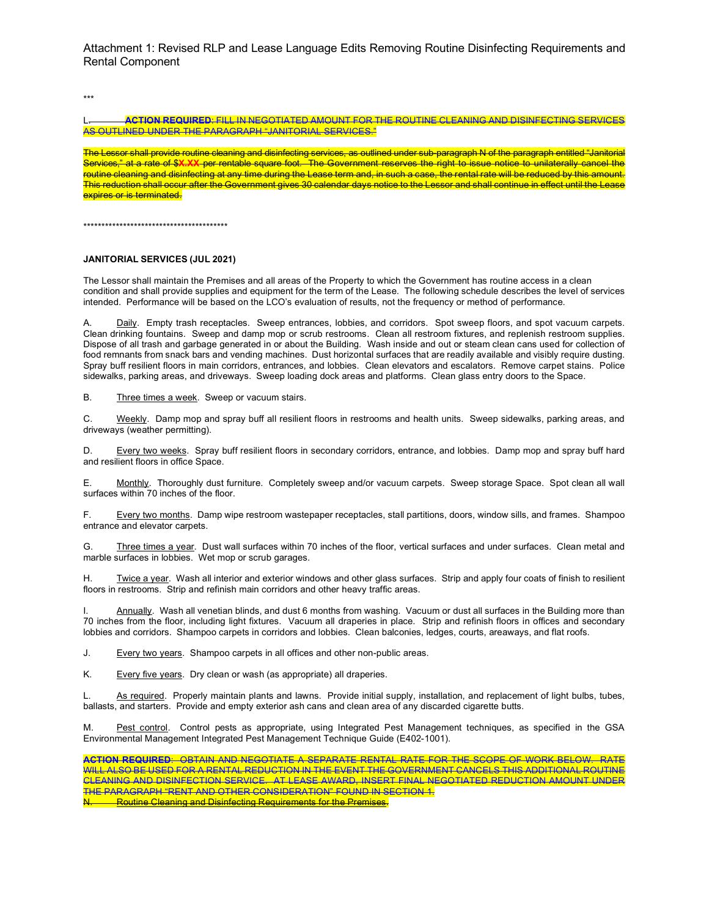Attachment 1: Revised RLP and Lease Language Edits Removing Routine Disinfecting Requirements and Rental Component

***

~~L. **ACTION REQUIRED**: FILL IN NEGOTIATED AMOUNT FOR THE ROUTINE CLEANING AND DISINFECTING SERVICES AS OUTLINED UNDER THE PARAGRAPH "JANITORIAL SERVICES."~~

~~The Lessor shall provide routine cleaning and disinfecting services, as outlined under sub-paragraph N of the paragraph entitled "Janitorial Services," at a rate of $X.XX per rentable square foot. The Government reserves the right to issue notice to unilaterally cancel the routine cleaning and disinfecting at any time during the Lease term and, in such a case, the rental rate will be reduced by this amount. This reduction shall occur after the Government gives 30 calendar days notice to the Lessor and shall continue in effect until the Lease expires or is terminated.~~

****************************************

**JANITORIAL SERVICES (JUL 2021)**

The Lessor shall maintain the Premises and all areas of the Property to which the Government has routine access in a clean condition and shall provide supplies and equipment for the term of the Lease. The following schedule describes the level of services intended. Performance will be based on the LCO's evaluation of results, not the frequency or method of performance.

A. Daily. Empty trash receptacles. Sweep entrances, lobbies, and corridors. Spot sweep floors, and spot vacuum carpets. Clean drinking fountains. Sweep and damp mop or scrub restrooms. Clean all restroom fixtures, and replenish restroom supplies. Dispose of all trash and garbage generated in or about the Building. Wash inside and out or steam clean cans used for collection of food remnants from snack bars and vending machines. Dust horizontal surfaces that are readily available and visibly require dusting. Spray buff resilient floors in main corridors, entrances, and lobbies. Clean elevators and escalators. Remove carpet stains. Police sidewalks, parking areas, and driveways. Sweep loading dock areas and platforms. Clean glass entry doors to the Space.

B. Three times a week. Sweep or vacuum stairs.

C. Weekly. Damp mop and spray buff all resilient floors in restrooms and health units. Sweep sidewalks, parking areas, and driveways (weather permitting).

D. Every two weeks. Spray buff resilient floors in secondary corridors, entrance, and lobbies. Damp mop and spray buff hard and resilient floors in office Space.

E. Monthly. Thoroughly dust furniture. Completely sweep and/or vacuum carpets. Sweep storage Space. Spot clean all wall surfaces within 70 inches of the floor.

F. Every two months. Damp wipe restroom wastepaper receptacles, stall partitions, doors, window sills, and frames. Shampoo entrance and elevator carpets.

G. Three times a year. Dust wall surfaces within 70 inches of the floor, vertical surfaces and under surfaces. Clean metal and marble surfaces in lobbies. Wet mop or scrub garages.

H. Twice a year. Wash all interior and exterior windows and other glass surfaces. Strip and apply four coats of finish to resilient floors in restrooms. Strip and refinish main corridors and other heavy traffic areas.

I. Annually. Wash all venetian blinds, and dust 6 months from washing. Vacuum or dust all surfaces in the Building more than 70 inches from the floor, including light fixtures. Vacuum all draperies in place. Strip and refinish floors in offices and secondary lobbies and corridors. Shampoo carpets in corridors and lobbies. Clean balconies, ledges, courts, areaways, and flat roofs.

J. Every two years. Shampoo carpets in all offices and other non-public areas.

K. Every five years. Dry clean or wash (as appropriate) all draperies.

L. As required. Properly maintain plants and lawns. Provide initial supply, installation, and replacement of light bulbs, tubes, ballasts, and starters. Provide and empty exterior ash cans and clean area of any discarded cigarette butts.

M. Pest control. Control pests as appropriate, using Integrated Pest Management techniques, as specified in the GSA Environmental Management Integrated Pest Management Technique Guide (E402-1001).

~~**ACTION REQUIRED**: OBTAIN AND NEGOTIATE A SEPARATE RENTAL RATE FOR THE SCOPE OF WORK BELOW. RATE WILL ALSO BE USED FOR A RENTAL REDUCTION IN THE EVENT THE GOVERNMENT CANCELS THIS ADDITIONAL ROUTINE CLEANING AND DISINFECTION SERVICE. AT LEASE AWARD, INSERT FINAL NEGOTIATED REDUCTION AMOUNT UNDER THE PARAGRAPH "RENT AND OTHER CONSIDERATION" FOUND IN SECTION 1.~~

~~N. Routine Cleaning and Disinfecting Requirements for the Premises.~~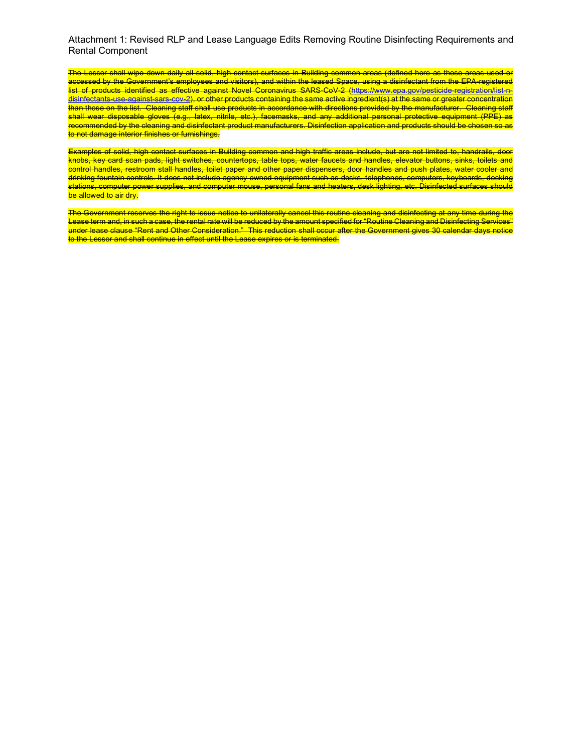Attachment 1: Revised RLP and Lease Language Edits Removing Routine Disinfecting Requirements and Rental Component

~~The Lessor shall wipe down daily all solid, high contact surfaces in Building common areas (defined here as those areas used or accessed by the Government's employees and visitors), and within the leased Space, using a disinfectant from the EPA-registered list of products identified as effective against Novel Coronavirus SARS-CoV-2 (https://www.epa.gov/pesticide-registration/list-n-disinfectants-use-against-sars-cov-2), or other products containing the same active ingredient(s) at the same or greater concentration than those on the list. Cleaning staff shall use products in accordance with directions provided by the manufacturer. Cleaning staff shall wear disposable gloves (e.g., latex, nitrile, etc.), facemasks, and any additional personal protective equipment (PPE) as recommended by the cleaning and disinfectant product manufacturers. Disinfection application and products should be chosen so as to not damage interior finishes or furnishings.~~

~~Examples of solid, high contact surfaces in Building common and high traffic areas include, but are not limited to, handrails, door knobs, key card scan pads, light switches, countertops, table tops, water faucets and handles, elevator buttons, sinks, toilets and control handles, restroom stall handles, toilet paper and other paper dispensers, door handles and push plates, water cooler and drinking fountain controls. It does not include agency owned equipment such as desks, telephones, computers, keyboards, docking stations, computer power supplies, and computer mouse, personal fans and heaters, desk lighting, etc. Disinfected surfaces should be allowed to air dry.~~

~~The Government reserves the right to issue notice to unilaterally cancel this routine cleaning and disinfecting at any time during the Lease term and, in such a case, the rental rate will be reduced by the amount specified for "Routine Cleaning and Disinfecting Services" under lease clause "Rent and Other Consideration." This reduction shall occur after the Government gives 30 calendar days notice to the Lessor and shall continue in effect until the Lease expires or is terminated.~~